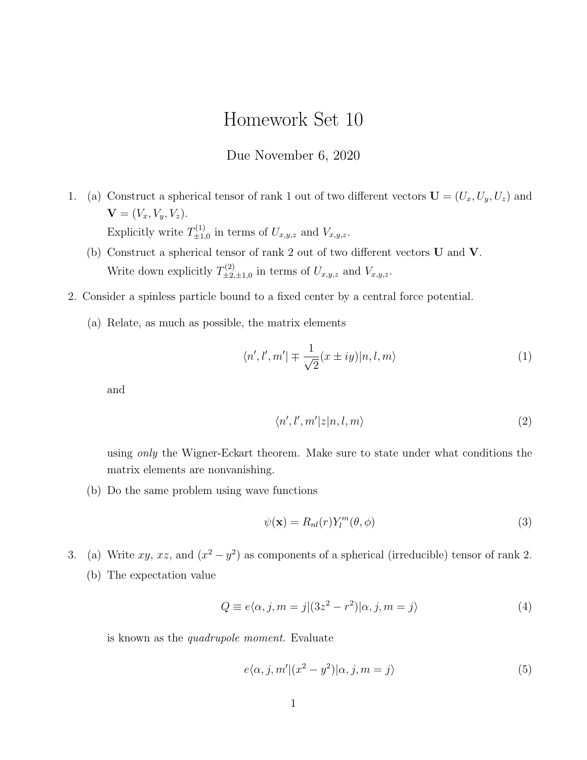# Homework Set 10

Due November 6, 2020

1. (a) Construct a spherical tensor of rank 1 out of two different vectors $\mathbf{U} = (U_x, U_y, U_z)$ and $\mathbf{V} = (V_x, V_y, V_z)$.
   Explicitly write $T^{(1)}_{\pm 1,0}$ in terms of $U_{x,y,z}$ and $V_{x,y,z}$.

   (b) Construct a spherical tensor of rank 2 out of two different vectors $\mathbf{U}$ and $\mathbf{V}$.
   Write down explicitly $T^{(2)}_{\pm 2, \pm 1, 0}$ in terms of $U_{x,y,z}$ and $V_{x,y,z}$.

2. Consider a spinless particle bound to a fixed center by a central force potential.

   (a) Relate, as much as possible, the matrix elements

$$\langle n', l', m' | \mp \frac{1}{\sqrt{2}}(x \pm iy) | n, l, m \rangle \tag{1}$$

   and

$$\langle n', l', m' | z | n, l, m \rangle \tag{2}$$

   using *only* the Wigner-Eckart theorem. Make sure to state under what conditions the matrix elements are nonvanishing.

   (b) Do the same problem using wave functions

$$\psi(\mathbf{x}) = R_{nl}(r) Y_l^m(\theta, \phi) \tag{3}$$

3. (a) Write $xy$, $xz$, and $(x^2 - y^2)$ as components of a spherical (irreducible) tensor of rank 2.

   (b) The expectation value

$$Q \equiv e\langle \alpha, j, m = j | (3z^2 - r^2) | \alpha, j, m = j \rangle \tag{4}$$

   is known as the *quadrupole moment*. Evaluate

$$e\langle \alpha, j, m' | (x^2 - y^2) | \alpha, j, m = j \rangle \tag{5}$$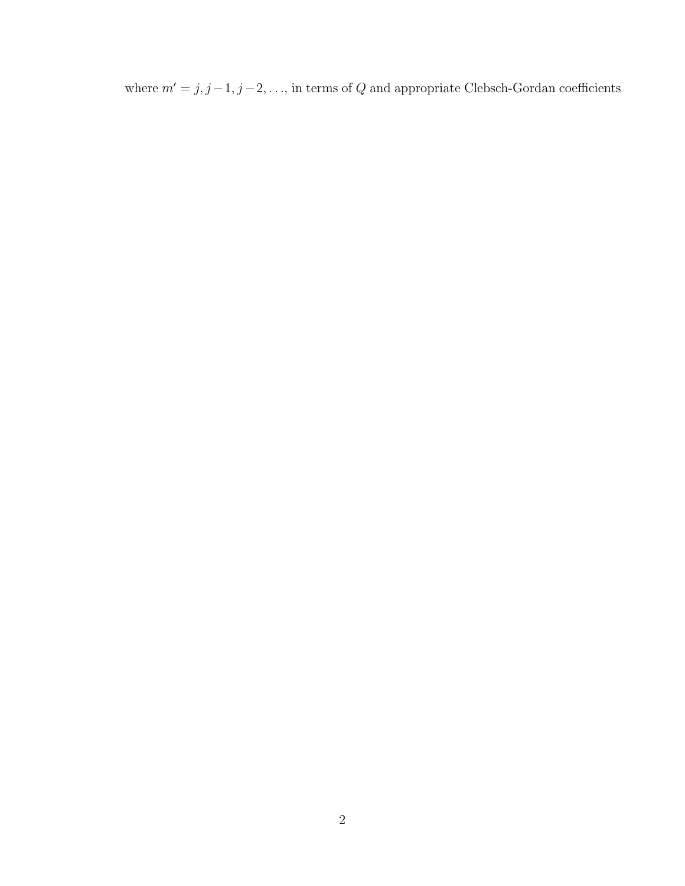where $m' = j, j-1, j-2, \ldots$, in terms of $Q$ and appropriate Clebsch-Gordan coefficients